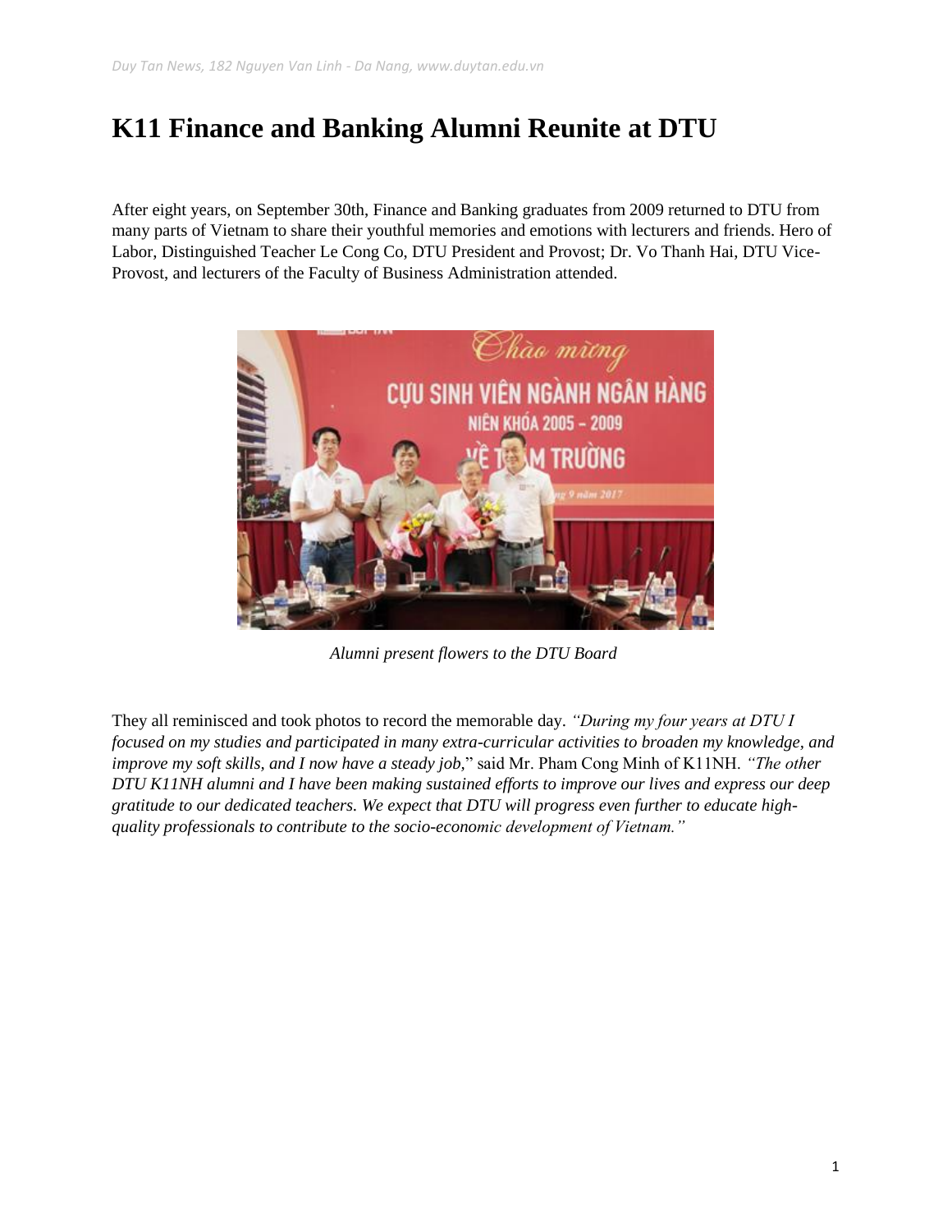# K11 Finance and Banking Alumni Reunite at DTU

After eight years, on September 30th, Finance and Banking graduates from 2009 returned to DTU from many parts of Vietnam to share their youthful memories and emotions with lecturers and friends. Hero of Labor, Distinguished Teacher Le Cong Co, DTU President and Provost; Dr. Vo Thanh Hai, DTU Vice-Provost, and lecturers of the Faculty of Business Administration attended.

*Alumni present flowers to the DTU Board*

They all reminisced and took photos to record the memorable day. *"During my four years at DTU I focused on my studies and participated in many extra-curricular activities to broaden my knowledge, and improve my soft skills, and I now have a steady job,"* said Mr. Pham Cong Minh of K11NH. *"The other DTU K11NH alumni and I have been making sustained efforts to improve our lives and express our deep gratitude to our dedicated teachers. We expect that DTU will progress even further to educate high-quality professionals to contribute to the socio-economic development of Vietnam."*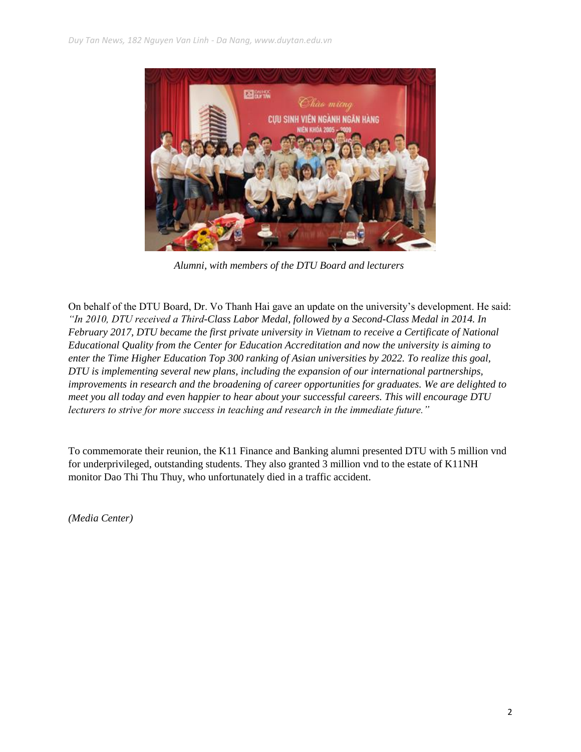*Alumni, with members of the DTU Board and lecturers*

On behalf of the DTU Board, Dr. Vo Thanh Hai gave an update on the university's development. He said: *"In 2010, DTU received a Third-Class Labor Medal, followed by a Second-Class Medal in 2014. In February 2017, DTU became the first private university in Vietnam to receive a Certificate of National Educational Quality from the Center for Education Accreditation and now the university is aiming to enter the Time Higher Education Top 300 ranking of Asian universities by 2022. To realize this goal, DTU is implementing several new plans, including the expansion of our international partnerships, improvements in research and the broadening of career opportunities for graduates. We are delighted to meet you all today and even happier to hear about your successful careers. This will encourage DTU lecturers to strive for more success in teaching and research in the immediate future."*

To commemorate their reunion, the K11 Finance and Banking alumni presented DTU with 5 million vnd for underprivileged, outstanding students. They also granted 3 million vnd to the estate of K11NH monitor Dao Thi Thu Thuy, who unfortunately died in a traffic accident.

*(Media Center)*